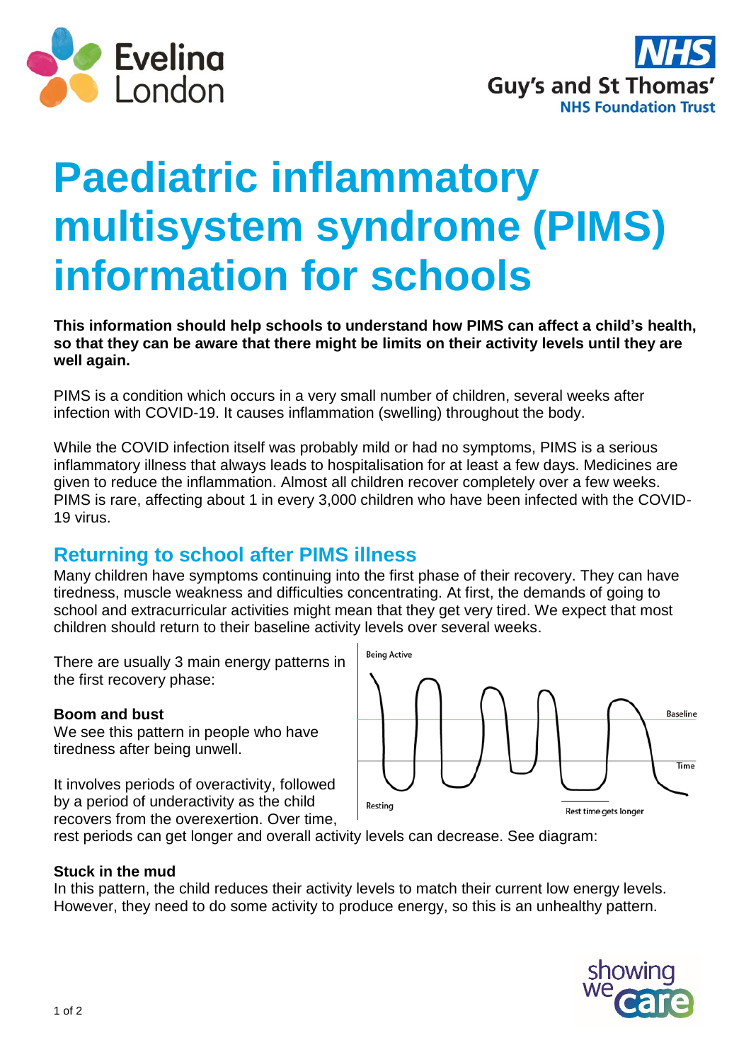# Paediatric inflammatory multisystem syndrome (PIMS) information for schools

**This information should help schools to understand how PIMS can affect a child's health, so that they can be aware that there might be limits on their activity levels until they are well again.**

PIMS is a condition which occurs in a very small number of children, several weeks after infection with COVID-19. It causes inflammation (swelling) throughout the body.

While the COVID infection itself was probably mild or had no symptoms, PIMS is a serious inflammatory illness that always leads to hospitalisation for at least a few days. Medicines are given to reduce the inflammation. Almost all children recover completely over a few weeks. PIMS is rare, affecting about 1 in every 3,000 children who have been infected with the COVID-19 virus.

## Returning to school after PIMS illness

Many children have symptoms continuing into the first phase of their recovery. They can have tiredness, muscle weakness and difficulties concentrating. At first, the demands of going to school and extracurricular activities might mean that they get very tired. We expect that most children should return to their baseline activity levels over several weeks.

There are usually 3 main energy patterns in the first recovery phase:

**Boom and bust**

We see this pattern in people who have tiredness after being unwell.

It involves periods of overactivity, followed by a period of underactivity as the child recovers from the overexertion. Over time, rest periods can get longer and overall activity levels can decrease. See diagram:

Being Active

Baseline

Time

Resting

Rest time gets longer

**Stuck in the mud**

In this pattern, the child reduces their activity levels to match their current low energy levels. However, they need to do some activity to produce energy, so this is an unhealthy pattern.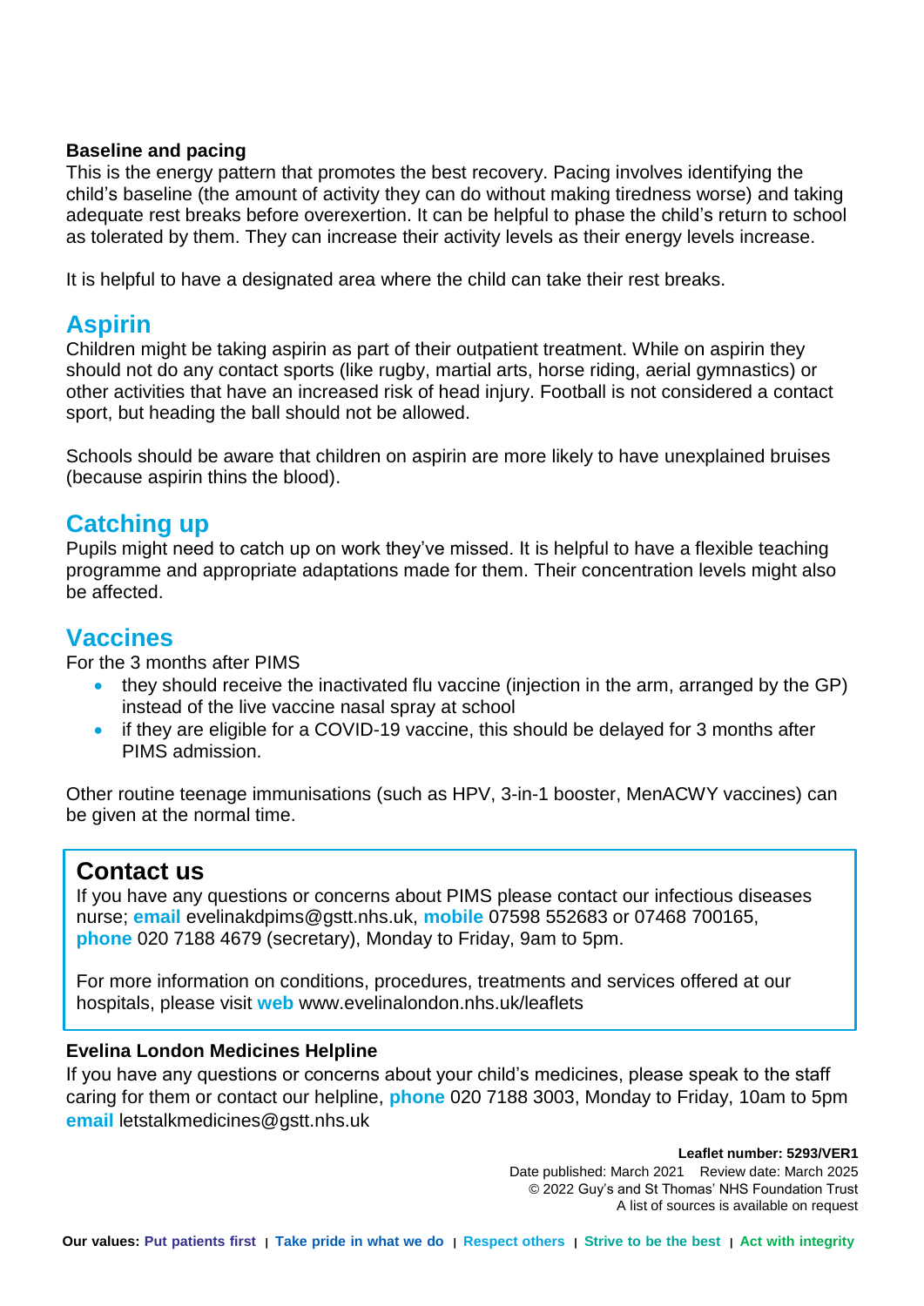### Baseline and pacing

This is the energy pattern that promotes the best recovery. Pacing involves identifying the child's baseline (the amount of activity they can do without making tiredness worse) and taking adequate rest breaks before overexertion. It can be helpful to phase the child's return to school as tolerated by them. They can increase their activity levels as their energy levels increase.

It is helpful to have a designated area where the child can take their rest breaks.

## Aspirin

Children might be taking aspirin as part of their outpatient treatment. While on aspirin they should not do any contact sports (like rugby, martial arts, horse riding, aerial gymnastics) or other activities that have an increased risk of head injury. Football is not considered a contact sport, but heading the ball should not be allowed.

Schools should be aware that children on aspirin are more likely to have unexplained bruises (because aspirin thins the blood).

## Catching up

Pupils might need to catch up on work they've missed. It is helpful to have a flexible teaching programme and appropriate adaptations made for them. Their concentration levels might also be affected.

## Vaccines

For the 3 months after PIMS

- they should receive the inactivated flu vaccine (injection in the arm, arranged by the GP) instead of the live vaccine nasal spray at school
- if they are eligible for a COVID-19 vaccine, this should be delayed for 3 months after PIMS admission.

Other routine teenage immunisations (such as HPV, 3-in-1 booster, MenACWY vaccines) can be given at the normal time.

## Contact us

If you have any questions or concerns about PIMS please contact our infectious diseases nurse; **email** evelinakdpims@gstt.nhs.uk, **mobile** 07598 552683 or 07468 700165, **phone** 020 7188 4679 (secretary), Monday to Friday, 9am to 5pm.

For more information on conditions, procedures, treatments and services offered at our hospitals, please visit **web** www.evelinalondon.nhs.uk/leaflets

### Evelina London Medicines Helpline

If you have any questions or concerns about your child's medicines, please speak to the staff caring for them or contact our helpline, **phone** 020 7188 3003, Monday to Friday, 10am to 5pm **email** letstalkmedicines@gstt.nhs.uk

**Leaflet number: 5293/VER1**
Date published: March 2021 Review date: March 2025
© 2022 Guy's and St Thomas' NHS Foundation Trust
A list of sources is available on request

**Our values:** Put patients first | Take pride in what we do | Respect others | Strive to be the best | Act with integrity